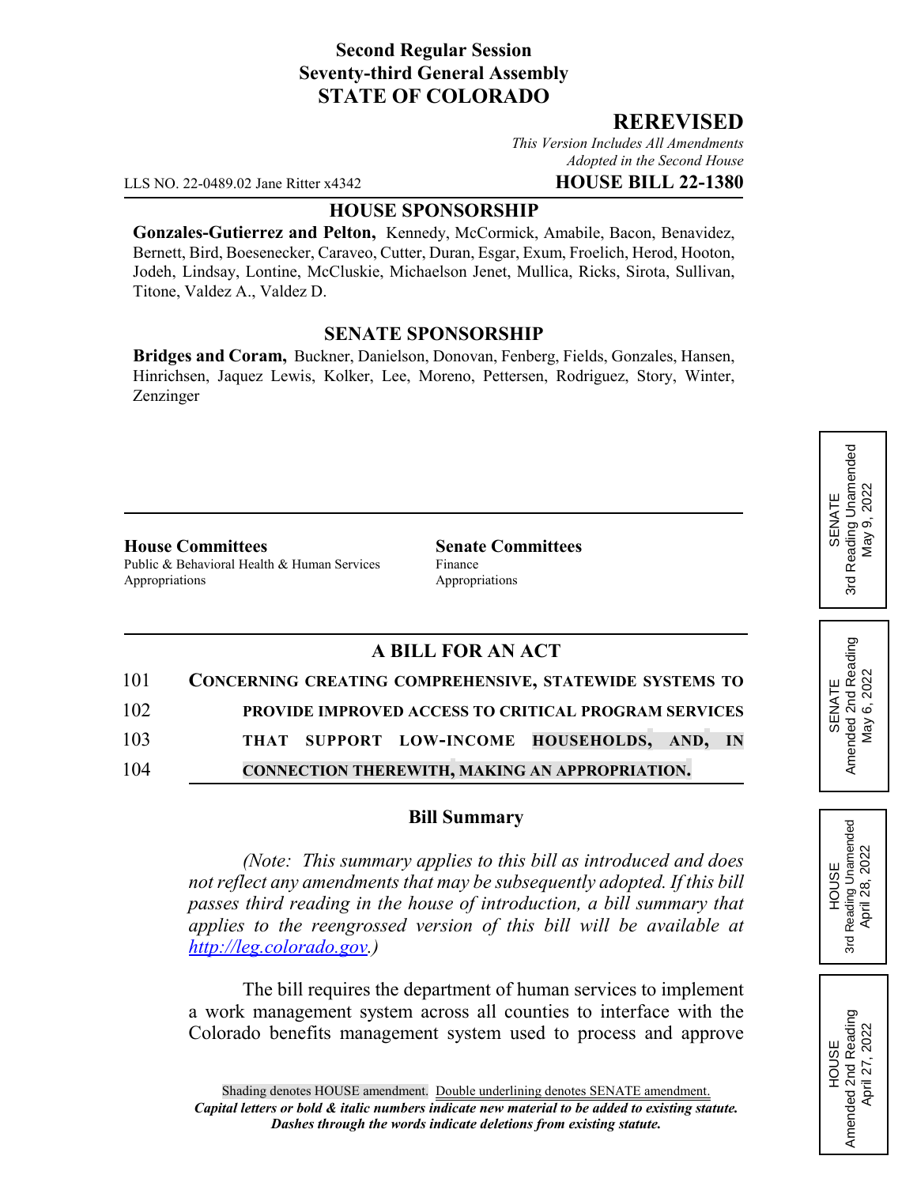**Second Regular Session**
**Seventy-third General Assembly**
**STATE OF COLORADO**

## REREVISED

*This Version Includes All Amendments Adopted in the Second House*

LLS NO. 22-0489.02 Jane Ritter x4342 **HOUSE BILL 22-1380**

### HOUSE SPONSORSHIP

**Gonzales-Gutierrez and Pelton,** Kennedy, McCormick, Amabile, Bacon, Benavidez, Bernett, Bird, Boesenecker, Caraveo, Cutter, Duran, Esgar, Exum, Froelich, Herod, Hooton, Jodeh, Lindsay, Lontine, McCluskie, Michaelson Jenet, Mullica, Ricks, Sirota, Sullivan, Titone, Valdez A., Valdez D.

### SENATE SPONSORSHIP

**Bridges and Coram,** Buckner, Danielson, Donovan, Fenberg, Fields, Gonzales, Hansen, Hinrichsen, Jaquez Lewis, Kolker, Lee, Moreno, Pettersen, Rodriguez, Story, Winter, Zenzinger

SENATE 3rd Reading Unamended May 9, 2022

SENATE Amended 2nd Reading May 6, 2022

HOUSE 3rd Reading Unamended April 28, 2022

HOUSE Amended 2nd Reading April 27, 2022

**House Committees**
Public & Behavioral Health & Human Services
Appropriations

**Senate Committees**
Finance
Appropriations

### A BILL FOR AN ACT

101 **CONCERNING CREATING COMPREHENSIVE, STATEWIDE SYSTEMS TO**
102 **PROVIDE IMPROVED ACCESS TO CRITICAL PROGRAM SERVICES**
103 **THAT SUPPORT LOW-INCOME HOUSEHOLDS, AND, IN**
104 **CONNECTION THEREWITH, MAKING AN APPROPRIATION.**

### Bill Summary

*(Note: This summary applies to this bill as introduced and does not reflect any amendments that may be subsequently adopted. If this bill passes third reading in the house of introduction, a bill summary that applies to the reengrossed version of this bill will be available at http://leg.colorado.gov.)*

The bill requires the department of human services to implement a work management system across all counties to interface with the Colorado benefits management system used to process and approve

Shading denotes HOUSE amendment. Double underlining denotes SENATE amendment.
*Capital letters or bold & italic numbers indicate new material to be added to existing statute.*
*Dashes through the words indicate deletions from existing statute.*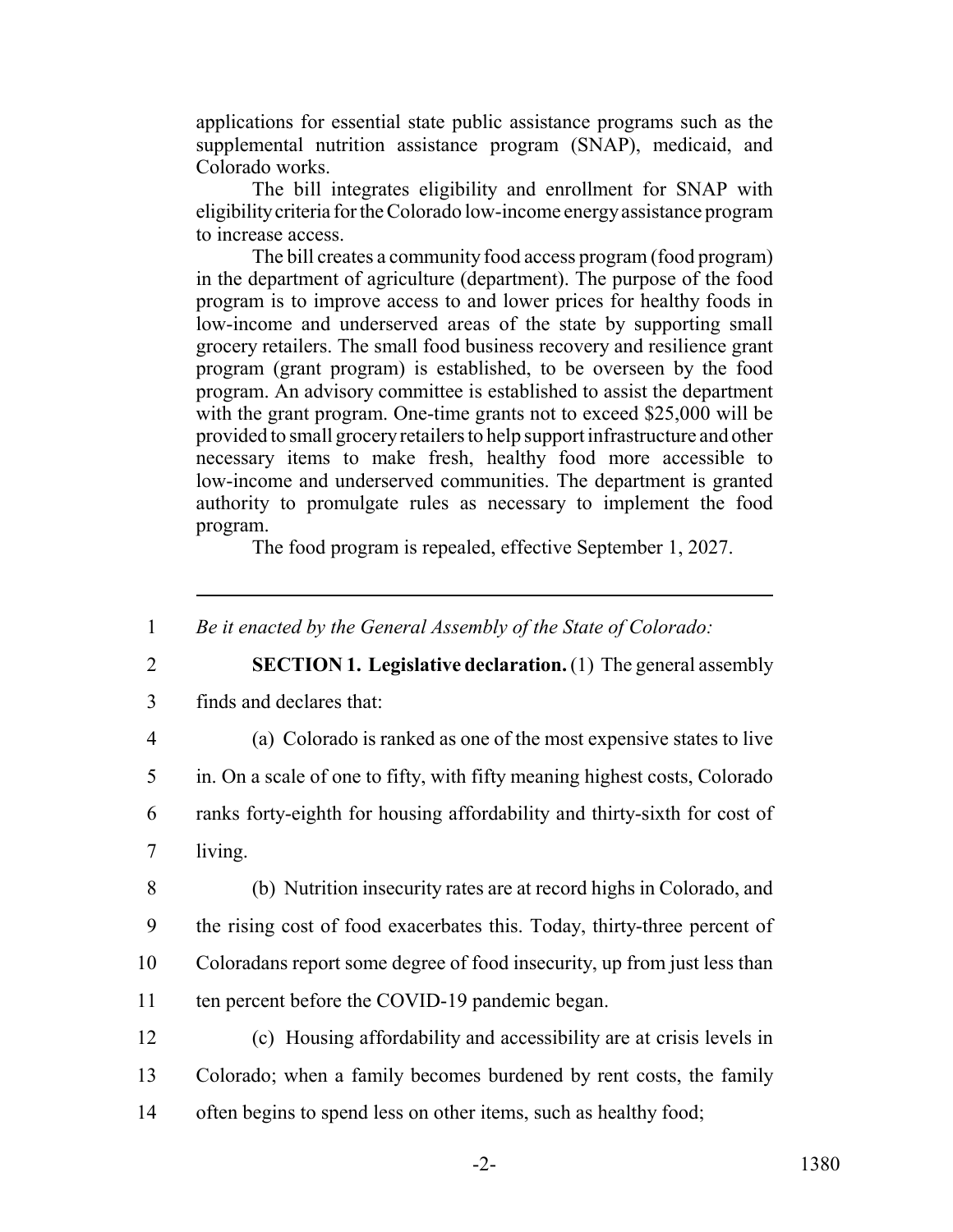applications for essential state public assistance programs such as the supplemental nutrition assistance program (SNAP), medicaid, and Colorado works.

The bill integrates eligibility and enrollment for SNAP with eligibility criteria for the Colorado low-income energy assistance program to increase access.

The bill creates a community food access program (food program) in the department of agriculture (department). The purpose of the food program is to improve access to and lower prices for healthy foods in low-income and underserved areas of the state by supporting small grocery retailers. The small food business recovery and resilience grant program (grant program) is established, to be overseen by the food program. An advisory committee is established to assist the department with the grant program. One-time grants not to exceed $25,000 will be provided to small grocery retailers to help support infrastructure and other necessary items to make fresh, healthy food more accessible to low-income and underserved communities. The department is granted authority to promulgate rules as necessary to implement the food program.

The food program is repealed, effective September 1, 2027.

---

1 *Be it enacted by the General Assembly of the State of Colorado:*

2 **SECTION 1. Legislative declaration.** (1) The general assembly
3 finds and declares that:

4 (a) Colorado is ranked as one of the most expensive states to live
5 in. On a scale of one to fifty, with fifty meaning highest costs, Colorado
6 ranks forty-eighth for housing affordability and thirty-sixth for cost of
7 living.

8 (b) Nutrition insecurity rates are at record highs in Colorado, and
9 the rising cost of food exacerbates this. Today, thirty-three percent of
10 Coloradans report some degree of food insecurity, up from just less than
11 ten percent before the COVID-19 pandemic began.

12 (c) Housing affordability and accessibility are at crisis levels in
13 Colorado; when a family becomes burdened by rent costs, the family
14 often begins to spend less on other items, such as healthy food;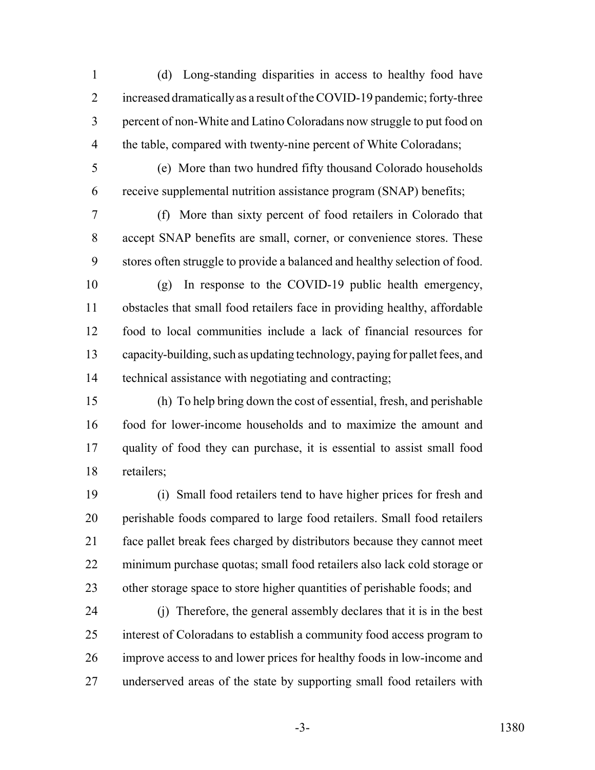(d) Long-standing disparities in access to healthy food have increased dramatically as a result of the COVID-19 pandemic; forty-three percent of non-White and Latino Coloradans now struggle to put food on the table, compared with twenty-nine percent of White Coloradans;

(e) More than two hundred fifty thousand Colorado households receive supplemental nutrition assistance program (SNAP) benefits;

(f) More than sixty percent of food retailers in Colorado that accept SNAP benefits are small, corner, or convenience stores. These stores often struggle to provide a balanced and healthy selection of food.

(g) In response to the COVID-19 public health emergency, obstacles that small food retailers face in providing healthy, affordable food to local communities include a lack of financial resources for capacity-building, such as updating technology, paying for pallet fees, and technical assistance with negotiating and contracting;

(h) To help bring down the cost of essential, fresh, and perishable food for lower-income households and to maximize the amount and quality of food they can purchase, it is essential to assist small food retailers;

(i) Small food retailers tend to have higher prices for fresh and perishable foods compared to large food retailers. Small food retailers face pallet break fees charged by distributors because they cannot meet minimum purchase quotas; small food retailers also lack cold storage or other storage space to store higher quantities of perishable foods; and

(j) Therefore, the general assembly declares that it is in the best interest of Coloradans to establish a community food access program to improve access to and lower prices for healthy foods in low-income and underserved areas of the state by supporting small food retailers with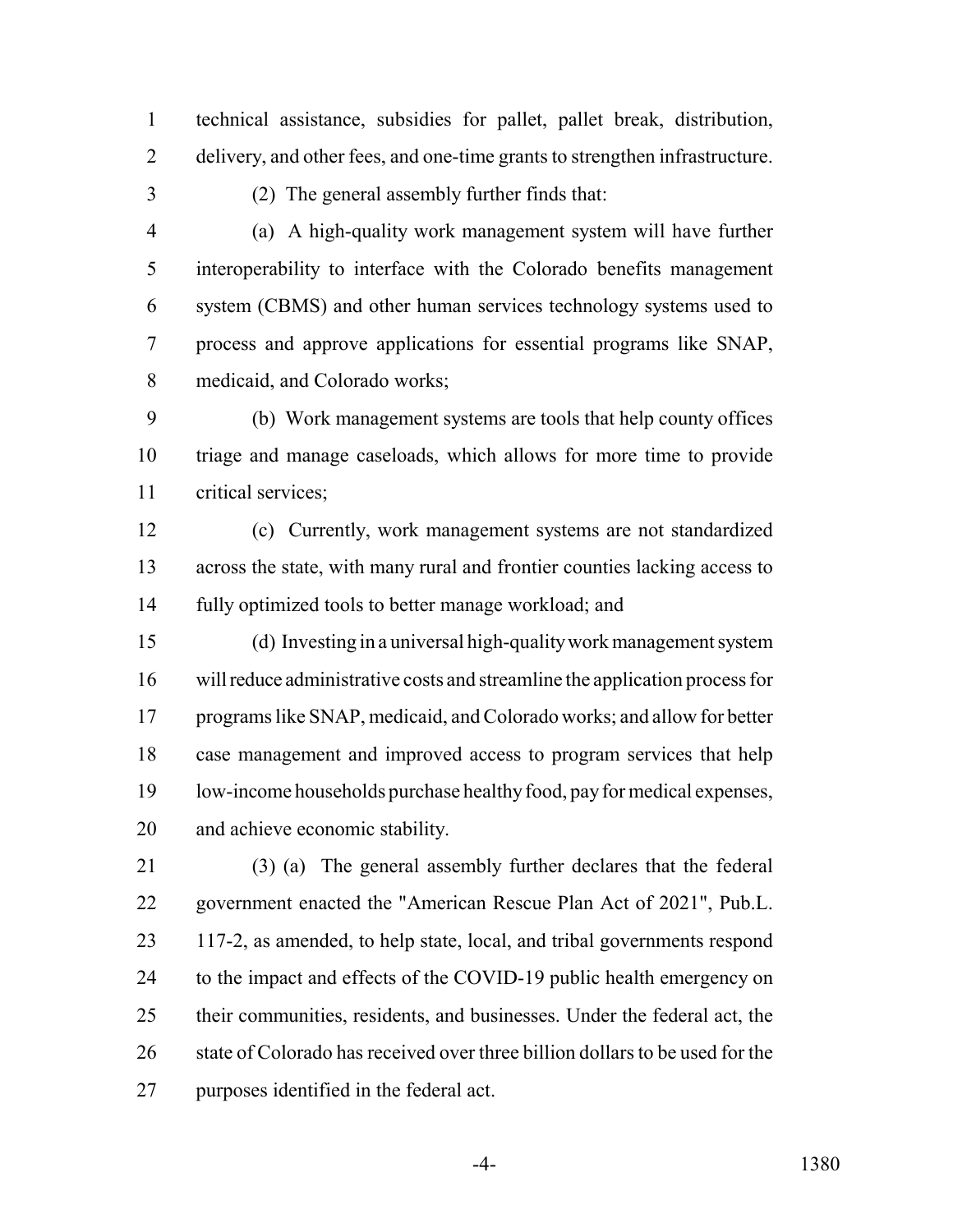technical assistance, subsidies for pallet, pallet break, distribution, delivery, and other fees, and one-time grants to strengthen infrastructure.

(2) The general assembly further finds that:

(a) A high-quality work management system will have further interoperability to interface with the Colorado benefits management system (CBMS) and other human services technology systems used to process and approve applications for essential programs like SNAP, medicaid, and Colorado works;

(b) Work management systems are tools that help county offices triage and manage caseloads, which allows for more time to provide critical services;

(c) Currently, work management systems are not standardized across the state, with many rural and frontier counties lacking access to fully optimized tools to better manage workload; and

(d) Investing in a universal high-quality work management system will reduce administrative costs and streamline the application process for programs like SNAP, medicaid, and Colorado works; and allow for better case management and improved access to program services that help low-income households purchase healthy food, pay for medical expenses, and achieve economic stability.

(3) (a) The general assembly further declares that the federal government enacted the "American Rescue Plan Act of 2021", Pub.L. 117-2, as amended, to help state, local, and tribal governments respond to the impact and effects of the COVID-19 public health emergency on their communities, residents, and businesses. Under the federal act, the state of Colorado has received over three billion dollars to be used for the purposes identified in the federal act.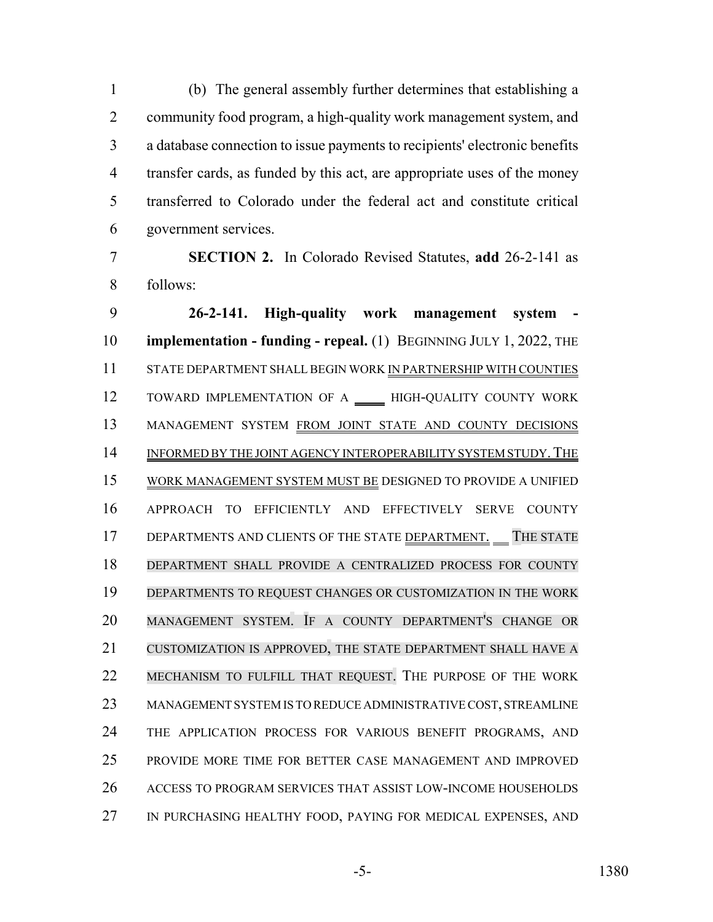(b) The general assembly further determines that establishing a community food program, a high-quality work management system, and a database connection to issue payments to recipients' electronic benefits transfer cards, as funded by this act, are appropriate uses of the money transferred to Colorado under the federal act and constitute critical government services.

**SECTION 2.** In Colorado Revised Statutes, **add** 26-2-141 as follows:

**26-2-141. High-quality work management system - implementation - funding - repeal.** (1) BEGINNING JULY 1, 2022, THE STATE DEPARTMENT SHALL BEGIN WORK IN PARTNERSHIP WITH COUNTIES TOWARD IMPLEMENTATION OF A HIGH-QUALITY COUNTY WORK MANAGEMENT SYSTEM FROM JOINT STATE AND COUNTY DECISIONS INFORMED BY THE JOINT AGENCY INTEROPERABILITY SYSTEM STUDY. THE WORK MANAGEMENT SYSTEM MUST BE DESIGNED TO PROVIDE A UNIFIED APPROACH TO EFFICIENTLY AND EFFECTIVELY SERVE COUNTY DEPARTMENTS AND CLIENTS OF THE STATE DEPARTMENT. THE STATE DEPARTMENT SHALL PROVIDE A CENTRALIZED PROCESS FOR COUNTY DEPARTMENTS TO REQUEST CHANGES OR CUSTOMIZATION IN THE WORK MANAGEMENT SYSTEM. IF A COUNTY DEPARTMENT'S CHANGE OR CUSTOMIZATION IS APPROVED, THE STATE DEPARTMENT SHALL HAVE A MECHANISM TO FULFILL THAT REQUEST. THE PURPOSE OF THE WORK MANAGEMENT SYSTEM IS TO REDUCE ADMINISTRATIVE COST, STREAMLINE THE APPLICATION PROCESS FOR VARIOUS BENEFIT PROGRAMS, AND PROVIDE MORE TIME FOR BETTER CASE MANAGEMENT AND IMPROVED ACCESS TO PROGRAM SERVICES THAT ASSIST LOW-INCOME HOUSEHOLDS IN PURCHASING HEALTHY FOOD, PAYING FOR MEDICAL EXPENSES, AND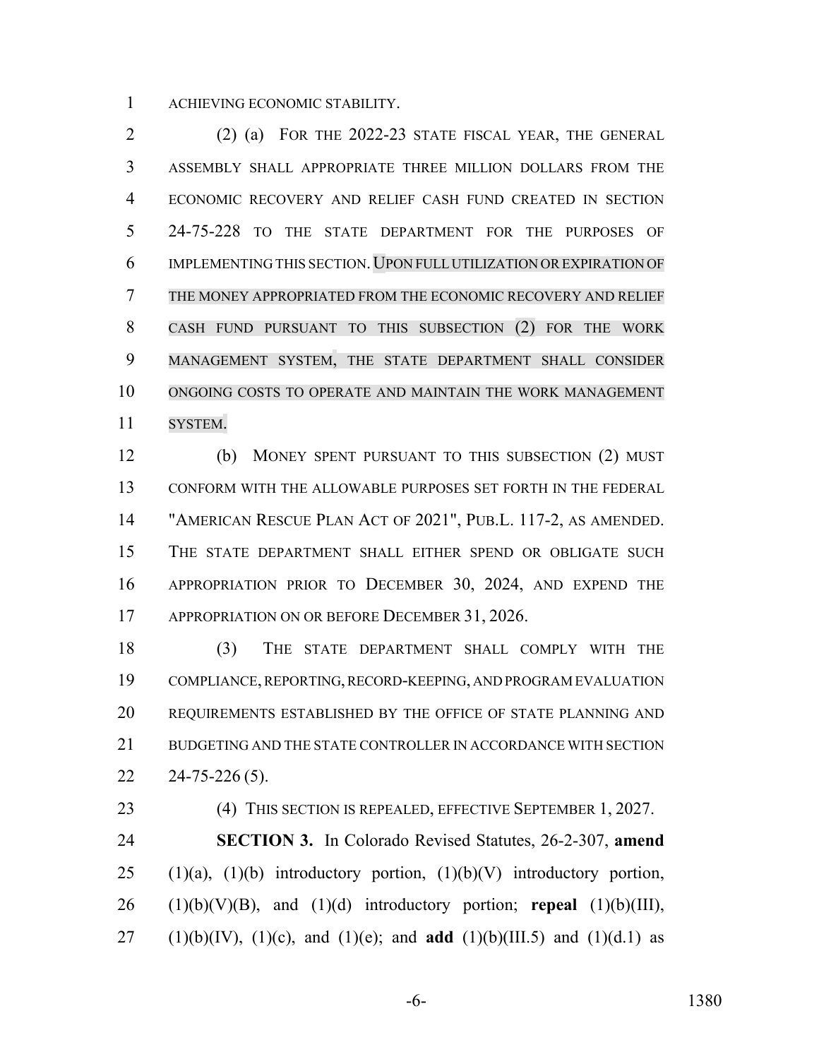ACHIEVING ECONOMIC STABILITY.

(2) (a) FOR THE 2022-23 STATE FISCAL YEAR, THE GENERAL ASSEMBLY SHALL APPROPRIATE THREE MILLION DOLLARS FROM THE ECONOMIC RECOVERY AND RELIEF CASH FUND CREATED IN SECTION 24-75-228 TO THE STATE DEPARTMENT FOR THE PURPOSES OF IMPLEMENTING THIS SECTION. UPON FULL UTILIZATION OR EXPIRATION OF THE MONEY APPROPRIATED FROM THE ECONOMIC RECOVERY AND RELIEF CASH FUND PURSUANT TO THIS SUBSECTION (2) FOR THE WORK MANAGEMENT SYSTEM, THE STATE DEPARTMENT SHALL CONSIDER ONGOING COSTS TO OPERATE AND MAINTAIN THE WORK MANAGEMENT SYSTEM.

(b) MONEY SPENT PURSUANT TO THIS SUBSECTION (2) MUST CONFORM WITH THE ALLOWABLE PURPOSES SET FORTH IN THE FEDERAL "AMERICAN RESCUE PLAN ACT OF 2021", PUB.L. 117-2, AS AMENDED. THE STATE DEPARTMENT SHALL EITHER SPEND OR OBLIGATE SUCH APPROPRIATION PRIOR TO DECEMBER 30, 2024, AND EXPEND THE APPROPRIATION ON OR BEFORE DECEMBER 31, 2026.

(3) THE STATE DEPARTMENT SHALL COMPLY WITH THE COMPLIANCE, REPORTING, RECORD-KEEPING, AND PROGRAM EVALUATION REQUIREMENTS ESTABLISHED BY THE OFFICE OF STATE PLANNING AND BUDGETING AND THE STATE CONTROLLER IN ACCORDANCE WITH SECTION 24-75-226 (5).

(4) THIS SECTION IS REPEALED, EFFECTIVE SEPTEMBER 1, 2027.

**SECTION 3.** In Colorado Revised Statutes, 26-2-307, **amend** (1)(a), (1)(b) introductory portion, (1)(b)(V) introductory portion, (1)(b)(V)(B), and (1)(d) introductory portion; **repeal** (1)(b)(III), (1)(b)(IV), (1)(c), and (1)(e); and **add** (1)(b)(III.5) and (1)(d.1) as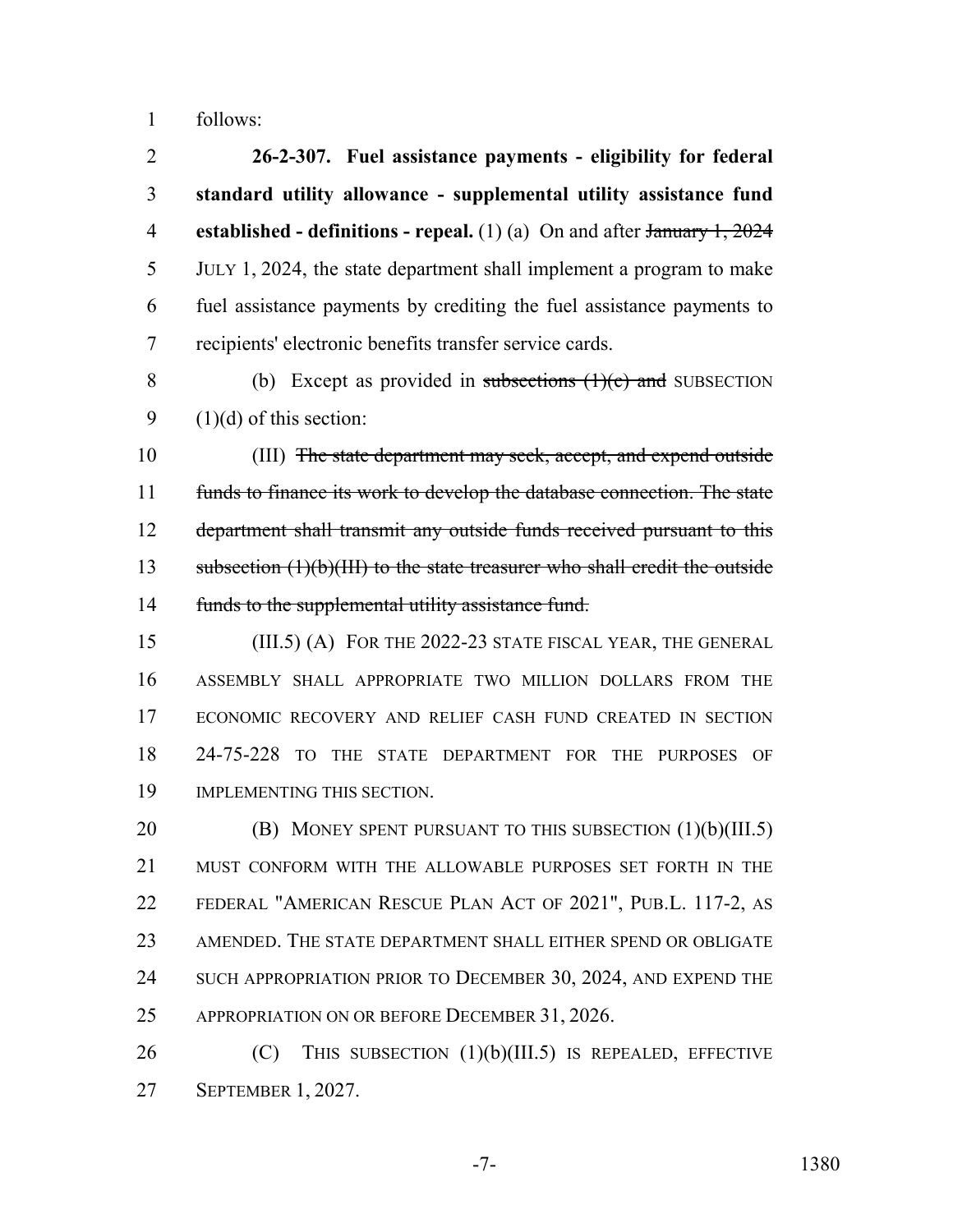follows:

**26-2-307. Fuel assistance payments - eligibility for federal standard utility allowance - supplemental utility assistance fund established - definitions - repeal.** (1) (a) On and after ~~January 1, 2024~~ JULY 1, 2024, the state department shall implement a program to make fuel assistance payments by crediting the fuel assistance payments to recipients' electronic benefits transfer service cards.

(b) Except as provided in ~~subsections (1)(c) and~~ SUBSECTION (1)(d) of this section:

(III) ~~The state department may seek, accept, and expend outside funds to finance its work to develop the database connection. The state department shall transmit any outside funds received pursuant to this subsection (1)(b)(III) to the state treasurer who shall credit the outside funds to the supplemental utility assistance fund.~~

(III.5) (A) FOR THE 2022-23 STATE FISCAL YEAR, THE GENERAL ASSEMBLY SHALL APPROPRIATE TWO MILLION DOLLARS FROM THE ECONOMIC RECOVERY AND RELIEF CASH FUND CREATED IN SECTION 24-75-228 TO THE STATE DEPARTMENT FOR THE PURPOSES OF IMPLEMENTING THIS SECTION.

(B) MONEY SPENT PURSUANT TO THIS SUBSECTION (1)(b)(III.5) MUST CONFORM WITH THE ALLOWABLE PURPOSES SET FORTH IN THE FEDERAL "AMERICAN RESCUE PLAN ACT OF 2021", PUB.L. 117-2, AS AMENDED. THE STATE DEPARTMENT SHALL EITHER SPEND OR OBLIGATE SUCH APPROPRIATION PRIOR TO DECEMBER 30, 2024, AND EXPEND THE APPROPRIATION ON OR BEFORE DECEMBER 31, 2026.

(C) THIS SUBSECTION (1)(b)(III.5) IS REPEALED, EFFECTIVE SEPTEMBER 1, 2027.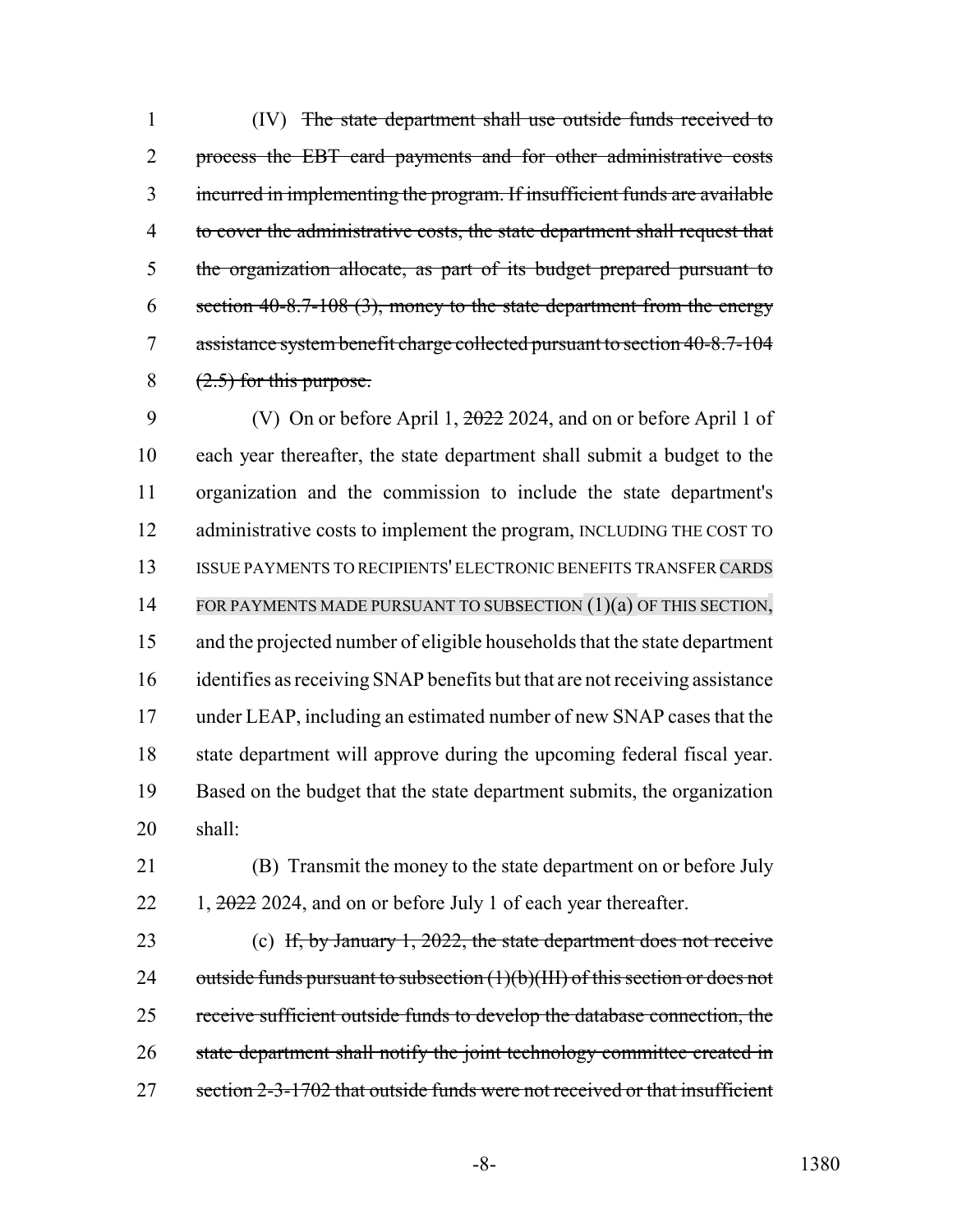(IV) ~~The state department shall use outside funds received to process the EBT card payments and for other administrative costs incurred in implementing the program. If insufficient funds are available to cover the administrative costs, the state department shall request that the organization allocate, as part of its budget prepared pursuant to section 40-8.7-108 (3), money to the state department from the energy assistance system benefit charge collected pursuant to section 40-8.7-104 (2.5) for this purpose.~~

(V) On or before April 1, ~~2022~~ 2024, and on or before April 1 of each year thereafter, the state department shall submit a budget to the organization and the commission to include the state department's administrative costs to implement the program, INCLUDING THE COST TO ISSUE PAYMENTS TO RECIPIENTS' ELECTRONIC BENEFITS TRANSFER CARDS FOR PAYMENTS MADE PURSUANT TO SUBSECTION (1)(a) OF THIS SECTION, and the projected number of eligible households that the state department identifies as receiving SNAP benefits but that are not receiving assistance under LEAP, including an estimated number of new SNAP cases that the state department will approve during the upcoming federal fiscal year. Based on the budget that the state department submits, the organization shall:

(B) Transmit the money to the state department on or before July 1, ~~2022~~ 2024, and on or before July 1 of each year thereafter.

(c) ~~If, by January 1, 2022, the state department does not receive outside funds pursuant to subsection (1)(b)(III) of this section or does not receive sufficient outside funds to develop the database connection, the state department shall notify the joint technology committee created in section 2-3-1702 that outside funds were not received or that insufficient~~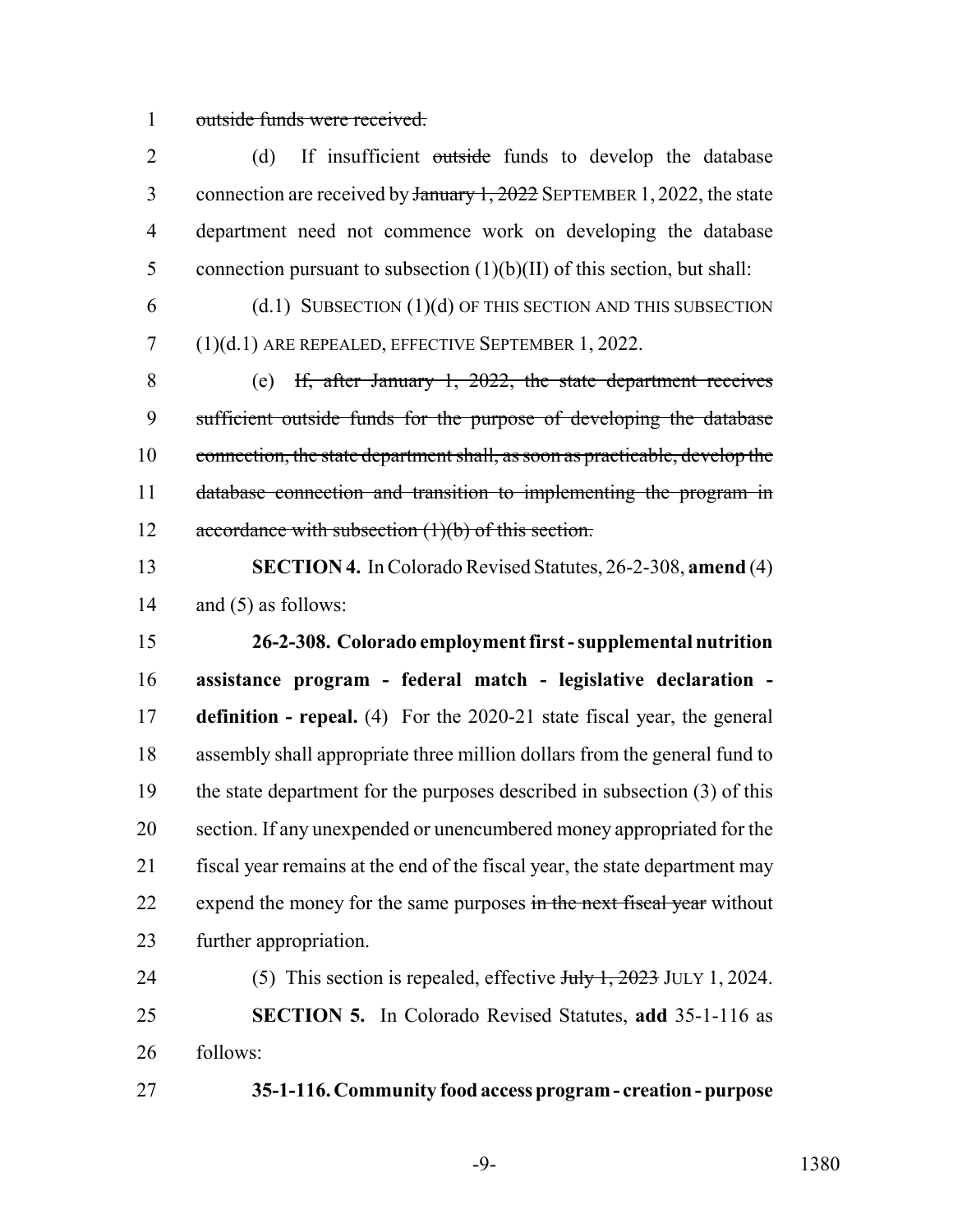~~outside funds were received.~~

(d) If insufficient ~~outside~~ funds to develop the database connection are received by ~~January 1, 2022~~ SEPTEMBER 1, 2022, the state department need not commence work on developing the database connection pursuant to subsection (1)(b)(II) of this section, but shall:

(d.1) SUBSECTION (1)(d) OF THIS SECTION AND THIS SUBSECTION (1)(d.1) ARE REPEALED, EFFECTIVE SEPTEMBER 1, 2022.

(e) ~~If, after January 1, 2022, the state department receives sufficient outside funds for the purpose of developing the database connection, the state department shall, as soon as practicable, develop the database connection and transition to implementing the program in accordance with subsection (1)(b) of this section.~~

**SECTION 4.** In Colorado Revised Statutes, 26-2-308, **amend** (4) and (5) as follows:

**26-2-308. Colorado employment first - supplemental nutrition assistance program - federal match - legislative declaration - definition - repeal.** (4) For the 2020-21 state fiscal year, the general assembly shall appropriate three million dollars from the general fund to the state department for the purposes described in subsection (3) of this section. If any unexpended or unencumbered money appropriated for the fiscal year remains at the end of the fiscal year, the state department may expend the money for the same purposes ~~in the next fiscal year~~ without further appropriation.

(5) This section is repealed, effective ~~July 1, 2023~~ JULY 1, 2024.

**SECTION 5.** In Colorado Revised Statutes, **add** 35-1-116 as follows:

**35-1-116. Community food access program - creation - purpose**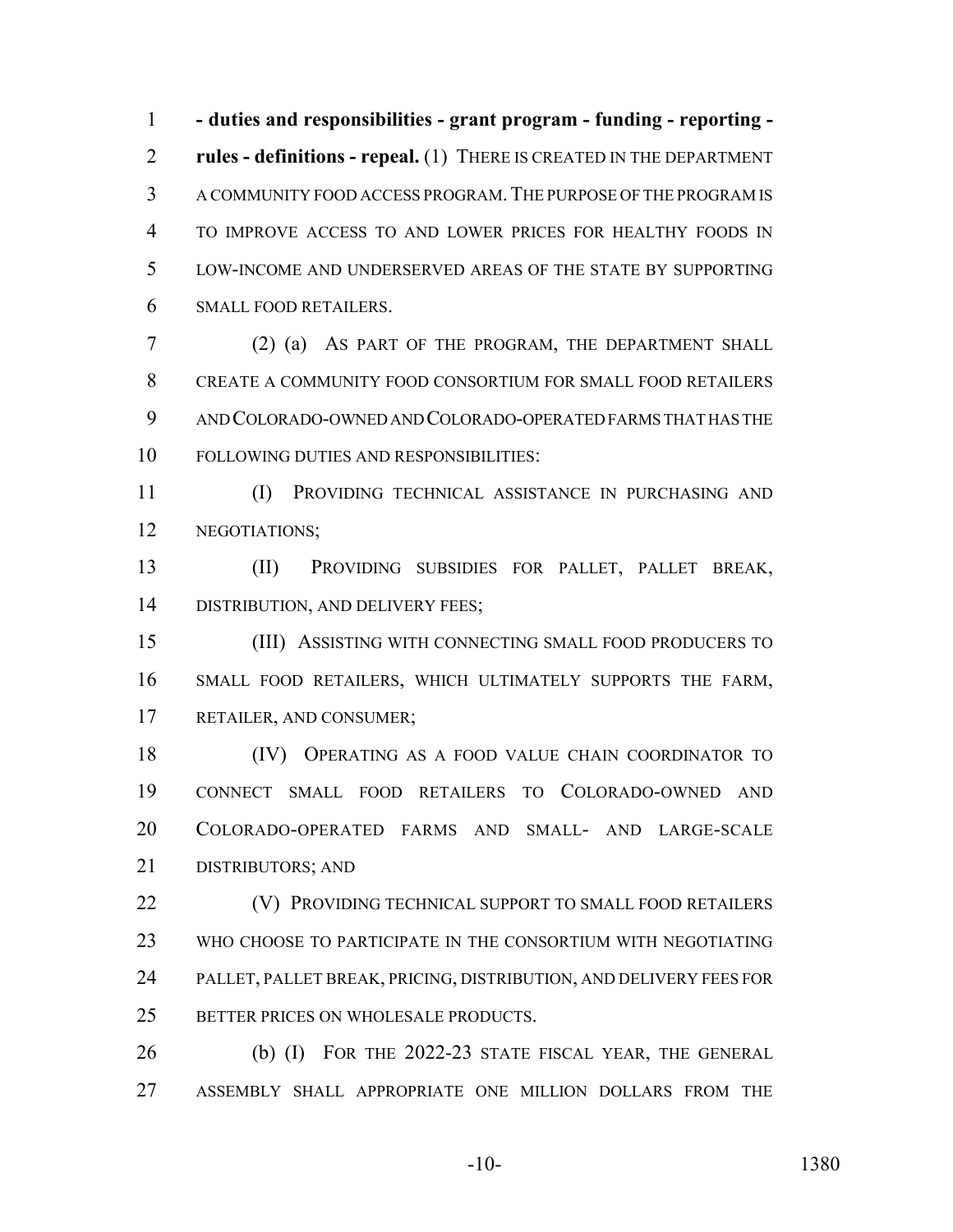**- duties and responsibilities - grant program - funding - reporting - rules - definitions - repeal.** (1) THERE IS CREATED IN THE DEPARTMENT A COMMUNITY FOOD ACCESS PROGRAM. THE PURPOSE OF THE PROGRAM IS TO IMPROVE ACCESS TO AND LOWER PRICES FOR HEALTHY FOODS IN LOW-INCOME AND UNDERSERVED AREAS OF THE STATE BY SUPPORTING SMALL FOOD RETAILERS.

(2) (a) AS PART OF THE PROGRAM, THE DEPARTMENT SHALL CREATE A COMMUNITY FOOD CONSORTIUM FOR SMALL FOOD RETAILERS AND COLORADO-OWNED AND COLORADO-OPERATED FARMS THAT HAS THE FOLLOWING DUTIES AND RESPONSIBILITIES:

(I) PROVIDING TECHNICAL ASSISTANCE IN PURCHASING AND NEGOTIATIONS;

(II) PROVIDING SUBSIDIES FOR PALLET, PALLET BREAK, DISTRIBUTION, AND DELIVERY FEES;

(III) ASSISTING WITH CONNECTING SMALL FOOD PRODUCERS TO SMALL FOOD RETAILERS, WHICH ULTIMATELY SUPPORTS THE FARM, RETAILER, AND CONSUMER;

(IV) OPERATING AS A FOOD VALUE CHAIN COORDINATOR TO CONNECT SMALL FOOD RETAILERS TO COLORADO-OWNED AND COLORADO-OPERATED FARMS AND SMALL- AND LARGE-SCALE DISTRIBUTORS; AND

(V) PROVIDING TECHNICAL SUPPORT TO SMALL FOOD RETAILERS WHO CHOOSE TO PARTICIPATE IN THE CONSORTIUM WITH NEGOTIATING PALLET, PALLET BREAK, PRICING, DISTRIBUTION, AND DELIVERY FEES FOR BETTER PRICES ON WHOLESALE PRODUCTS.

(b) (I) FOR THE 2022-23 STATE FISCAL YEAR, THE GENERAL ASSEMBLY SHALL APPROPRIATE ONE MILLION DOLLARS FROM THE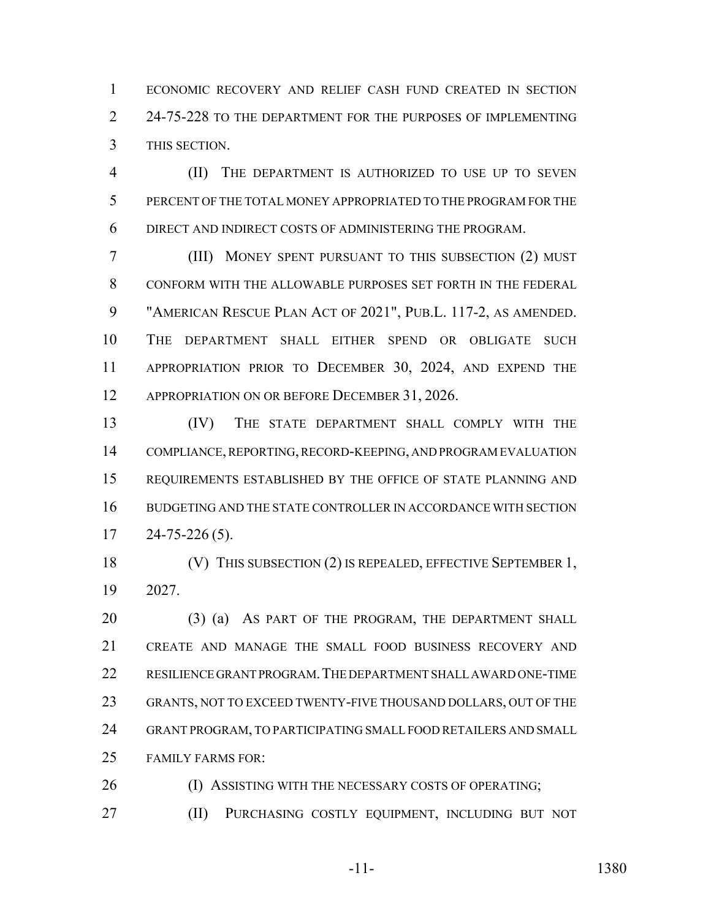ECONOMIC RECOVERY AND RELIEF CASH FUND CREATED IN SECTION 24-75-228 TO THE DEPARTMENT FOR THE PURPOSES OF IMPLEMENTING THIS SECTION.

(II) THE DEPARTMENT IS AUTHORIZED TO USE UP TO SEVEN PERCENT OF THE TOTAL MONEY APPROPRIATED TO THE PROGRAM FOR THE DIRECT AND INDIRECT COSTS OF ADMINISTERING THE PROGRAM.

(III) MONEY SPENT PURSUANT TO THIS SUBSECTION (2) MUST CONFORM WITH THE ALLOWABLE PURPOSES SET FORTH IN THE FEDERAL "AMERICAN RESCUE PLAN ACT OF 2021", PUB.L. 117-2, AS AMENDED. THE DEPARTMENT SHALL EITHER SPEND OR OBLIGATE SUCH APPROPRIATION PRIOR TO DECEMBER 30, 2024, AND EXPEND THE APPROPRIATION ON OR BEFORE DECEMBER 31, 2026.

(IV) THE STATE DEPARTMENT SHALL COMPLY WITH THE COMPLIANCE, REPORTING, RECORD-KEEPING, AND PROGRAM EVALUATION REQUIREMENTS ESTABLISHED BY THE OFFICE OF STATE PLANNING AND BUDGETING AND THE STATE CONTROLLER IN ACCORDANCE WITH SECTION 24-75-226 (5).

(V) THIS SUBSECTION (2) IS REPEALED, EFFECTIVE SEPTEMBER 1, 2027.

(3) (a) AS PART OF THE PROGRAM, THE DEPARTMENT SHALL CREATE AND MANAGE THE SMALL FOOD BUSINESS RECOVERY AND RESILIENCE GRANT PROGRAM. THE DEPARTMENT SHALL AWARD ONE-TIME GRANTS, NOT TO EXCEED TWENTY-FIVE THOUSAND DOLLARS, OUT OF THE GRANT PROGRAM, TO PARTICIPATING SMALL FOOD RETAILERS AND SMALL FAMILY FARMS FOR:

(I) ASSISTING WITH THE NECESSARY COSTS OF OPERATING;

(II) PURCHASING COSTLY EQUIPMENT, INCLUDING BUT NOT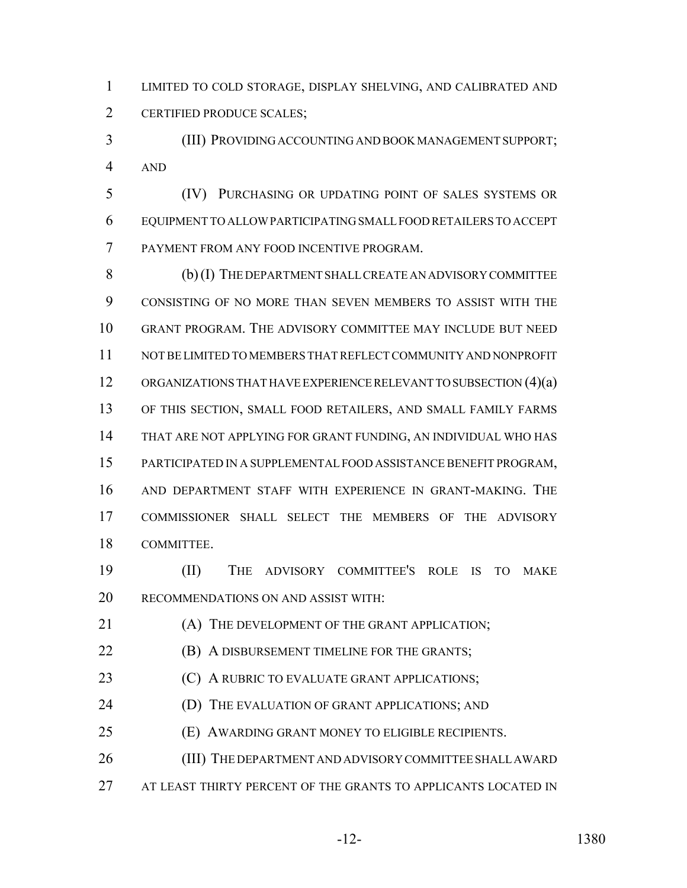LIMITED TO COLD STORAGE, DISPLAY SHELVING, AND CALIBRATED AND CERTIFIED PRODUCE SCALES;

(III) PROVIDING ACCOUNTING AND BOOK MANAGEMENT SUPPORT; AND

(IV) PURCHASING OR UPDATING POINT OF SALES SYSTEMS OR EQUIPMENT TO ALLOW PARTICIPATING SMALL FOOD RETAILERS TO ACCEPT PAYMENT FROM ANY FOOD INCENTIVE PROGRAM.

(b) (I) THE DEPARTMENT SHALL CREATE AN ADVISORY COMMITTEE CONSISTING OF NO MORE THAN SEVEN MEMBERS TO ASSIST WITH THE GRANT PROGRAM. THE ADVISORY COMMITTEE MAY INCLUDE BUT NEED NOT BE LIMITED TO MEMBERS THAT REFLECT COMMUNITY AND NONPROFIT ORGANIZATIONS THAT HAVE EXPERIENCE RELEVANT TO SUBSECTION (4)(a) OF THIS SECTION, SMALL FOOD RETAILERS, AND SMALL FAMILY FARMS THAT ARE NOT APPLYING FOR GRANT FUNDING, AN INDIVIDUAL WHO HAS PARTICIPATED IN A SUPPLEMENTAL FOOD ASSISTANCE BENEFIT PROGRAM, AND DEPARTMENT STAFF WITH EXPERIENCE IN GRANT-MAKING. THE COMMISSIONER SHALL SELECT THE MEMBERS OF THE ADVISORY COMMITTEE.

(II) THE ADVISORY COMMITTEE'S ROLE IS TO MAKE RECOMMENDATIONS ON AND ASSIST WITH:

(A) THE DEVELOPMENT OF THE GRANT APPLICATION;

(B) A DISBURSEMENT TIMELINE FOR THE GRANTS;

(C) A RUBRIC TO EVALUATE GRANT APPLICATIONS;

(D) THE EVALUATION OF GRANT APPLICATIONS; AND

(E) AWARDING GRANT MONEY TO ELIGIBLE RECIPIENTS.

(III) THE DEPARTMENT AND ADVISORY COMMITTEE SHALL AWARD AT LEAST THIRTY PERCENT OF THE GRANTS TO APPLICANTS LOCATED IN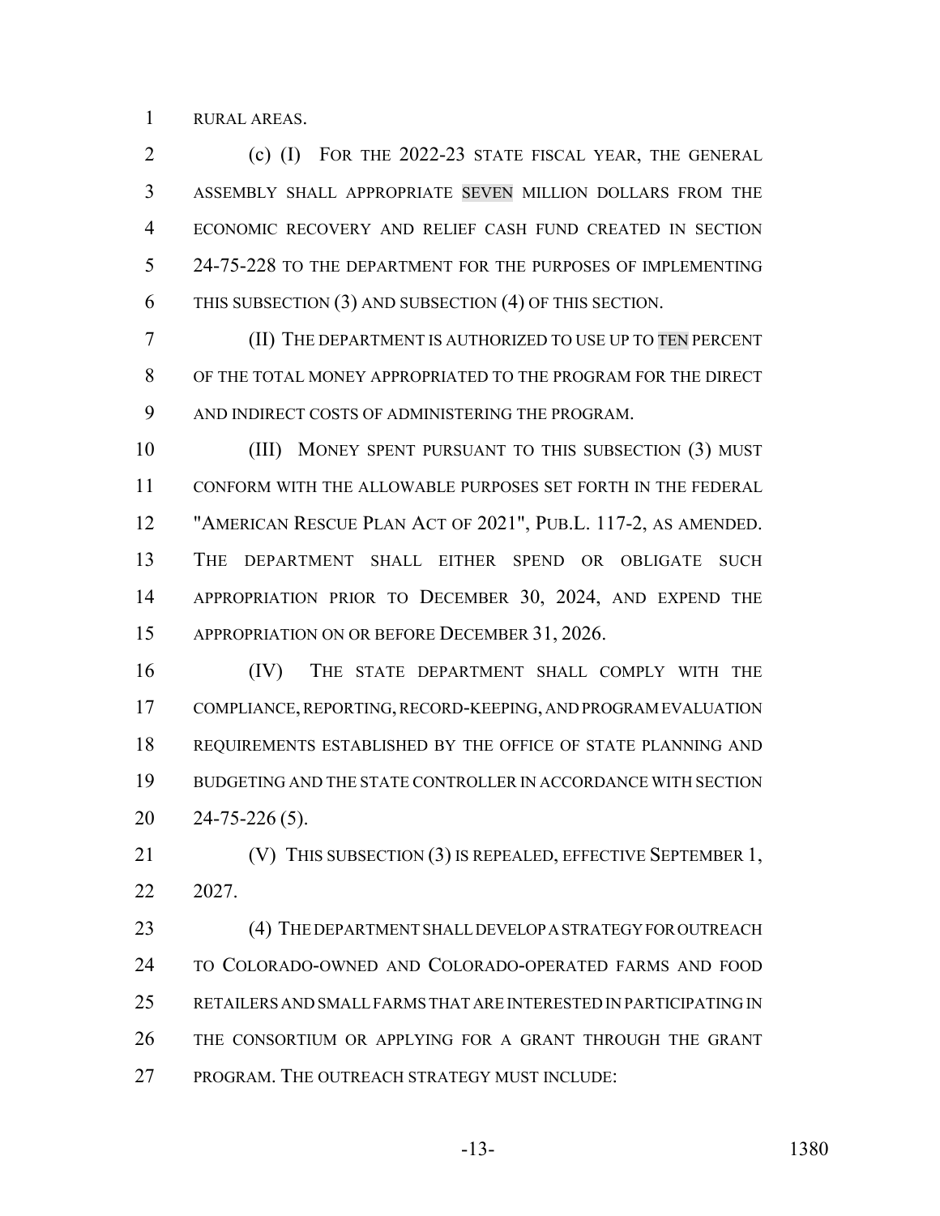RURAL AREAS.

(c) (I) FOR THE 2022-23 STATE FISCAL YEAR, THE GENERAL ASSEMBLY SHALL APPROPRIATE SEVEN MILLION DOLLARS FROM THE ECONOMIC RECOVERY AND RELIEF CASH FUND CREATED IN SECTION 24-75-228 TO THE DEPARTMENT FOR THE PURPOSES OF IMPLEMENTING THIS SUBSECTION (3) AND SUBSECTION (4) OF THIS SECTION.

(II) THE DEPARTMENT IS AUTHORIZED TO USE UP TO TEN PERCENT OF THE TOTAL MONEY APPROPRIATED TO THE PROGRAM FOR THE DIRECT AND INDIRECT COSTS OF ADMINISTERING THE PROGRAM.

(III) MONEY SPENT PURSUANT TO THIS SUBSECTION (3) MUST CONFORM WITH THE ALLOWABLE PURPOSES SET FORTH IN THE FEDERAL "AMERICAN RESCUE PLAN ACT OF 2021", PUB.L. 117-2, AS AMENDED. THE DEPARTMENT SHALL EITHER SPEND OR OBLIGATE SUCH APPROPRIATION PRIOR TO DECEMBER 30, 2024, AND EXPEND THE APPROPRIATION ON OR BEFORE DECEMBER 31, 2026.

(IV) THE STATE DEPARTMENT SHALL COMPLY WITH THE COMPLIANCE, REPORTING, RECORD-KEEPING, AND PROGRAM EVALUATION REQUIREMENTS ESTABLISHED BY THE OFFICE OF STATE PLANNING AND BUDGETING AND THE STATE CONTROLLER IN ACCORDANCE WITH SECTION 24-75-226 (5).

(V) THIS SUBSECTION (3) IS REPEALED, EFFECTIVE SEPTEMBER 1, 2027.

(4) THE DEPARTMENT SHALL DEVELOP A STRATEGY FOR OUTREACH TO COLORADO-OWNED AND COLORADO-OPERATED FARMS AND FOOD RETAILERS AND SMALL FARMS THAT ARE INTERESTED IN PARTICIPATING IN THE CONSORTIUM OR APPLYING FOR A GRANT THROUGH THE GRANT PROGRAM. THE OUTREACH STRATEGY MUST INCLUDE: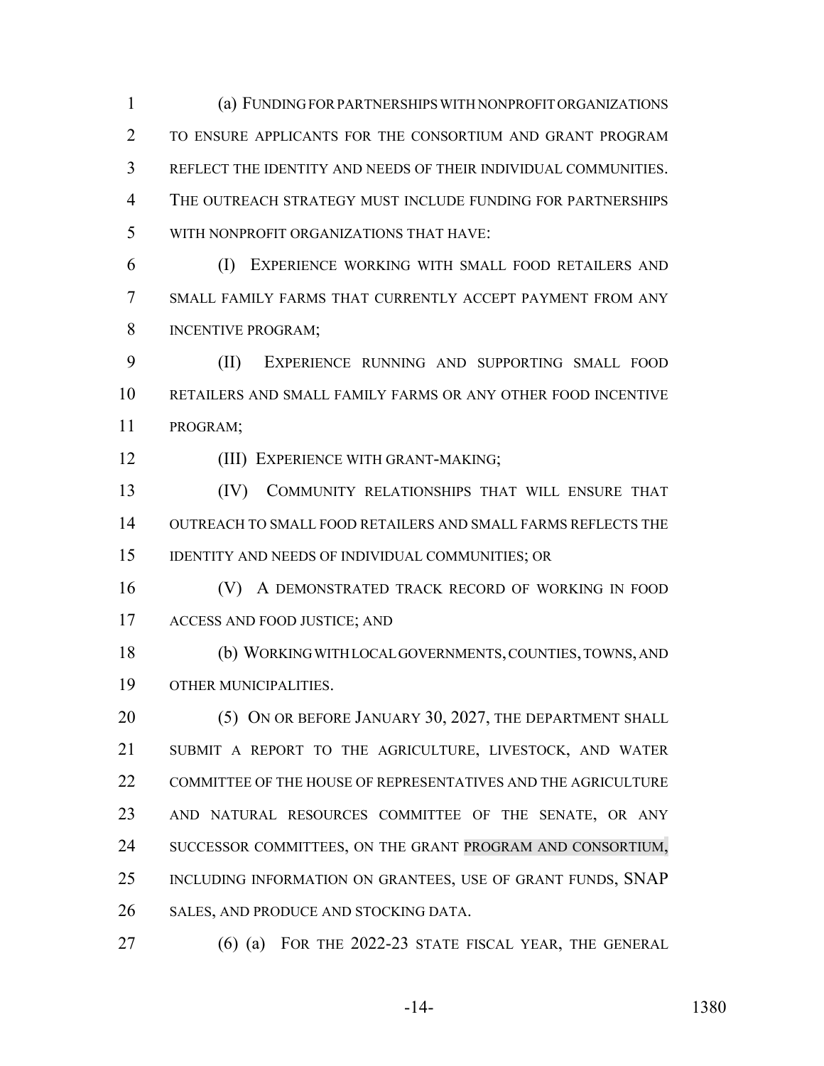(a) FUNDING FOR PARTNERSHIPS WITH NONPROFIT ORGANIZATIONS TO ENSURE APPLICANTS FOR THE CONSORTIUM AND GRANT PROGRAM REFLECT THE IDENTITY AND NEEDS OF THEIR INDIVIDUAL COMMUNITIES. THE OUTREACH STRATEGY MUST INCLUDE FUNDING FOR PARTNERSHIPS WITH NONPROFIT ORGANIZATIONS THAT HAVE:

(I) EXPERIENCE WORKING WITH SMALL FOOD RETAILERS AND SMALL FAMILY FARMS THAT CURRENTLY ACCEPT PAYMENT FROM ANY INCENTIVE PROGRAM;

(II) EXPERIENCE RUNNING AND SUPPORTING SMALL FOOD RETAILERS AND SMALL FAMILY FARMS OR ANY OTHER FOOD INCENTIVE PROGRAM;

(III) EXPERIENCE WITH GRANT-MAKING;

(IV) COMMUNITY RELATIONSHIPS THAT WILL ENSURE THAT OUTREACH TO SMALL FOOD RETAILERS AND SMALL FARMS REFLECTS THE IDENTITY AND NEEDS OF INDIVIDUAL COMMUNITIES; OR

(V) A DEMONSTRATED TRACK RECORD OF WORKING IN FOOD ACCESS AND FOOD JUSTICE; AND

(b) WORKING WITH LOCAL GOVERNMENTS, COUNTIES, TOWNS, AND OTHER MUNICIPALITIES.

(5) ON OR BEFORE JANUARY 30, 2027, THE DEPARTMENT SHALL SUBMIT A REPORT TO THE AGRICULTURE, LIVESTOCK, AND WATER COMMITTEE OF THE HOUSE OF REPRESENTATIVES AND THE AGRICULTURE AND NATURAL RESOURCES COMMITTEE OF THE SENATE, OR ANY SUCCESSOR COMMITTEES, ON THE GRANT PROGRAM AND CONSORTIUM, INCLUDING INFORMATION ON GRANTEES, USE OF GRANT FUNDS, SNAP SALES, AND PRODUCE AND STOCKING DATA.

(6) (a) FOR THE 2022-23 STATE FISCAL YEAR, THE GENERAL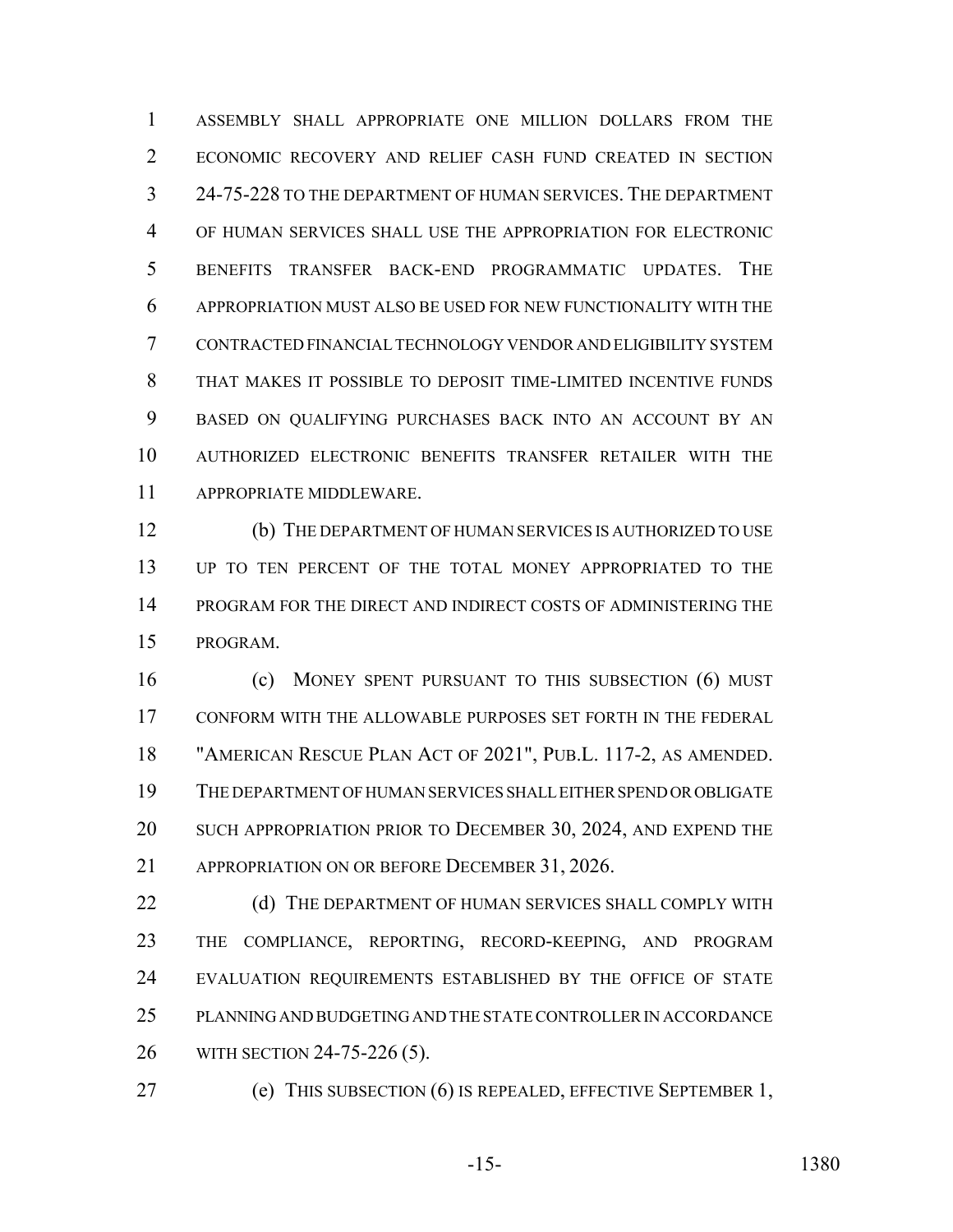ASSEMBLY SHALL APPROPRIATE ONE MILLION DOLLARS FROM THE ECONOMIC RECOVERY AND RELIEF CASH FUND CREATED IN SECTION 24-75-228 TO THE DEPARTMENT OF HUMAN SERVICES. THE DEPARTMENT OF HUMAN SERVICES SHALL USE THE APPROPRIATION FOR ELECTRONIC BENEFITS TRANSFER BACK-END PROGRAMMATIC UPDATES. THE APPROPRIATION MUST ALSO BE USED FOR NEW FUNCTIONALITY WITH THE CONTRACTED FINANCIAL TECHNOLOGY VENDOR AND ELIGIBILITY SYSTEM THAT MAKES IT POSSIBLE TO DEPOSIT TIME-LIMITED INCENTIVE FUNDS BASED ON QUALIFYING PURCHASES BACK INTO AN ACCOUNT BY AN AUTHORIZED ELECTRONIC BENEFITS TRANSFER RETAILER WITH THE APPROPRIATE MIDDLEWARE.

(b) THE DEPARTMENT OF HUMAN SERVICES IS AUTHORIZED TO USE UP TO TEN PERCENT OF THE TOTAL MONEY APPROPRIATED TO THE PROGRAM FOR THE DIRECT AND INDIRECT COSTS OF ADMINISTERING THE PROGRAM.

(c) MONEY SPENT PURSUANT TO THIS SUBSECTION (6) MUST CONFORM WITH THE ALLOWABLE PURPOSES SET FORTH IN THE FEDERAL "AMERICAN RESCUE PLAN ACT OF 2021", PUB.L. 117-2, AS AMENDED. THE DEPARTMENT OF HUMAN SERVICES SHALL EITHER SPEND OR OBLIGATE SUCH APPROPRIATION PRIOR TO DECEMBER 30, 2024, AND EXPEND THE APPROPRIATION ON OR BEFORE DECEMBER 31, 2026.

(d) THE DEPARTMENT OF HUMAN SERVICES SHALL COMPLY WITH THE COMPLIANCE, REPORTING, RECORD-KEEPING, AND PROGRAM EVALUATION REQUIREMENTS ESTABLISHED BY THE OFFICE OF STATE PLANNING AND BUDGETING AND THE STATE CONTROLLER IN ACCORDANCE WITH SECTION 24-75-226 (5).

(e) THIS SUBSECTION (6) IS REPEALED, EFFECTIVE SEPTEMBER 1,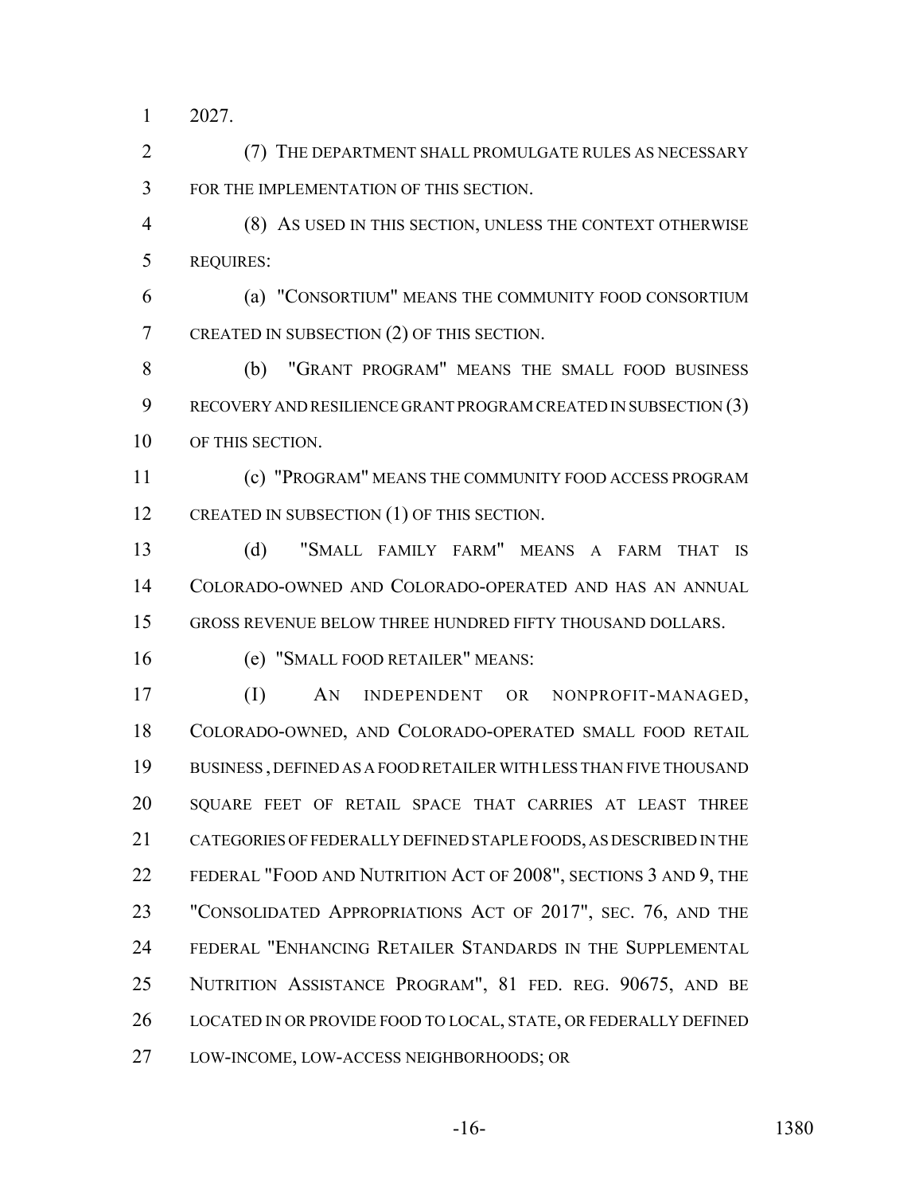2027.

(7) THE DEPARTMENT SHALL PROMULGATE RULES AS NECESSARY FOR THE IMPLEMENTATION OF THIS SECTION.

(8) AS USED IN THIS SECTION, UNLESS THE CONTEXT OTHERWISE REQUIRES:

(a) "CONSORTIUM" MEANS THE COMMUNITY FOOD CONSORTIUM CREATED IN SUBSECTION (2) OF THIS SECTION.

(b) "GRANT PROGRAM" MEANS THE SMALL FOOD BUSINESS RECOVERY AND RESILIENCE GRANT PROGRAM CREATED IN SUBSECTION (3) OF THIS SECTION.

(c) "PROGRAM" MEANS THE COMMUNITY FOOD ACCESS PROGRAM CREATED IN SUBSECTION (1) OF THIS SECTION.

(d) "SMALL FAMILY FARM" MEANS A FARM THAT IS COLORADO-OWNED AND COLORADO-OPERATED AND HAS AN ANNUAL GROSS REVENUE BELOW THREE HUNDRED FIFTY THOUSAND DOLLARS.

(e) "SMALL FOOD RETAILER" MEANS:

(I) AN INDEPENDENT OR NONPROFIT-MANAGED, COLORADO-OWNED, AND COLORADO-OPERATED SMALL FOOD RETAIL BUSINESS , DEFINED AS A FOOD RETAILER WITH LESS THAN FIVE THOUSAND SQUARE FEET OF RETAIL SPACE THAT CARRIES AT LEAST THREE CATEGORIES OF FEDERALLY DEFINED STAPLE FOODS, AS DESCRIBED IN THE FEDERAL "FOOD AND NUTRITION ACT OF 2008", SECTIONS 3 AND 9, THE "CONSOLIDATED APPROPRIATIONS ACT OF 2017", SEC. 76, AND THE FEDERAL "ENHANCING RETAILER STANDARDS IN THE SUPPLEMENTAL NUTRITION ASSISTANCE PROGRAM", 81 FED. REG. 90675, AND BE LOCATED IN OR PROVIDE FOOD TO LOCAL, STATE, OR FEDERALLY DEFINED LOW-INCOME, LOW-ACCESS NEIGHBORHOODS; OR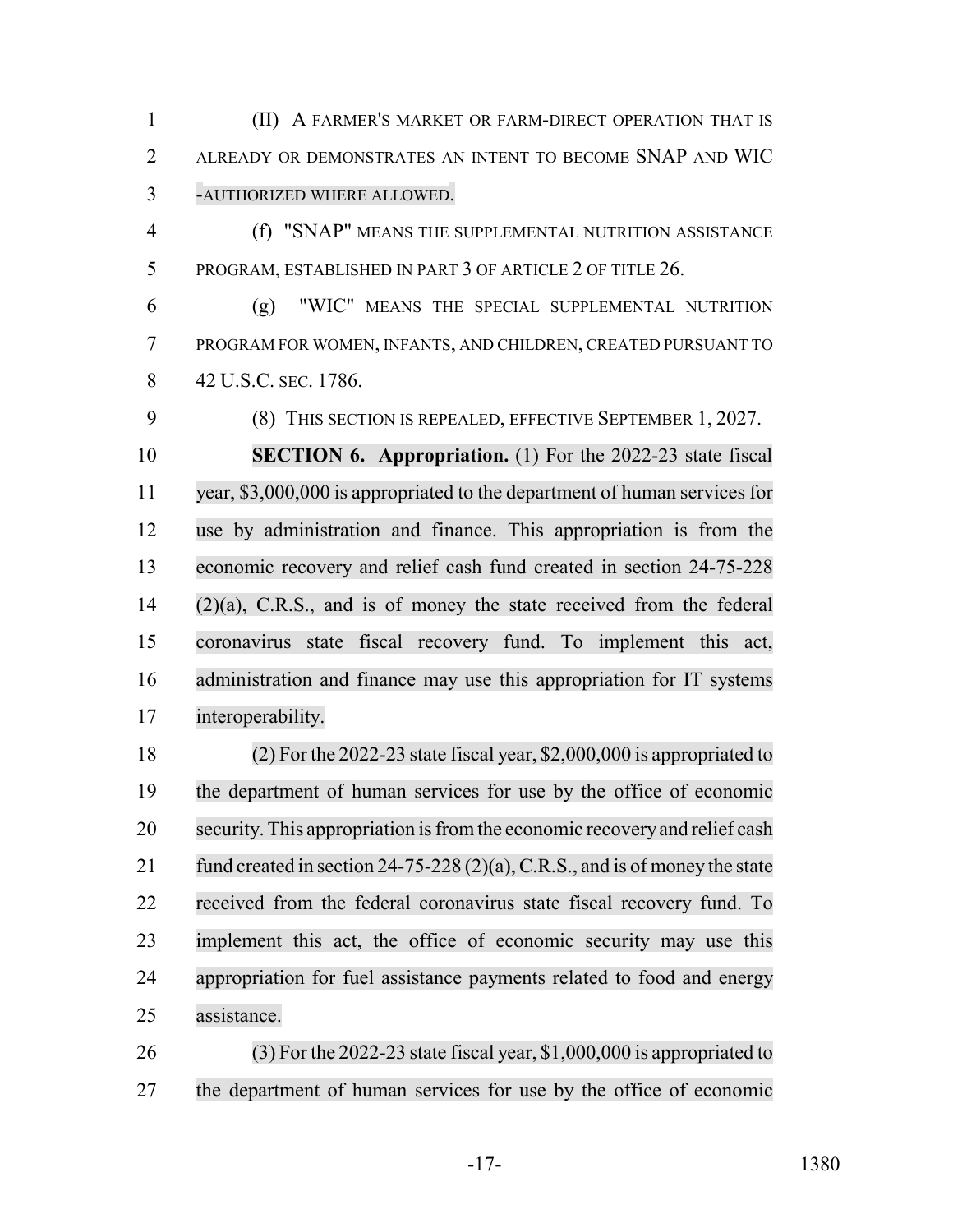(II) A FARMER'S MARKET OR FARM-DIRECT OPERATION THAT IS ALREADY OR DEMONSTRATES AN INTENT TO BECOME SNAP AND WIC -AUTHORIZED WHERE ALLOWED.

(f) "SNAP" MEANS THE SUPPLEMENTAL NUTRITION ASSISTANCE PROGRAM, ESTABLISHED IN PART 3 OF ARTICLE 2 OF TITLE 26.

(g) "WIC" MEANS THE SPECIAL SUPPLEMENTAL NUTRITION PROGRAM FOR WOMEN, INFANTS, AND CHILDREN, CREATED PURSUANT TO 42 U.S.C. SEC. 1786.

(8) THIS SECTION IS REPEALED, EFFECTIVE SEPTEMBER 1, 2027.

**SECTION 6. Appropriation.** (1) For the 2022-23 state fiscal year, $3,000,000 is appropriated to the department of human services for use by administration and finance. This appropriation is from the economic recovery and relief cash fund created in section 24-75-228 (2)(a), C.R.S., and is of money the state received from the federal coronavirus state fiscal recovery fund. To implement this act, administration and finance may use this appropriation for IT systems interoperability.

(2) For the 2022-23 state fiscal year, $2,000,000 is appropriated to the department of human services for use by the office of economic security. This appropriation is from the economic recovery and relief cash fund created in section 24-75-228 (2)(a), C.R.S., and is of money the state received from the federal coronavirus state fiscal recovery fund. To implement this act, the office of economic security may use this appropriation for fuel assistance payments related to food and energy assistance.

(3) For the 2022-23 state fiscal year, $1,000,000 is appropriated to the department of human services for use by the office of economic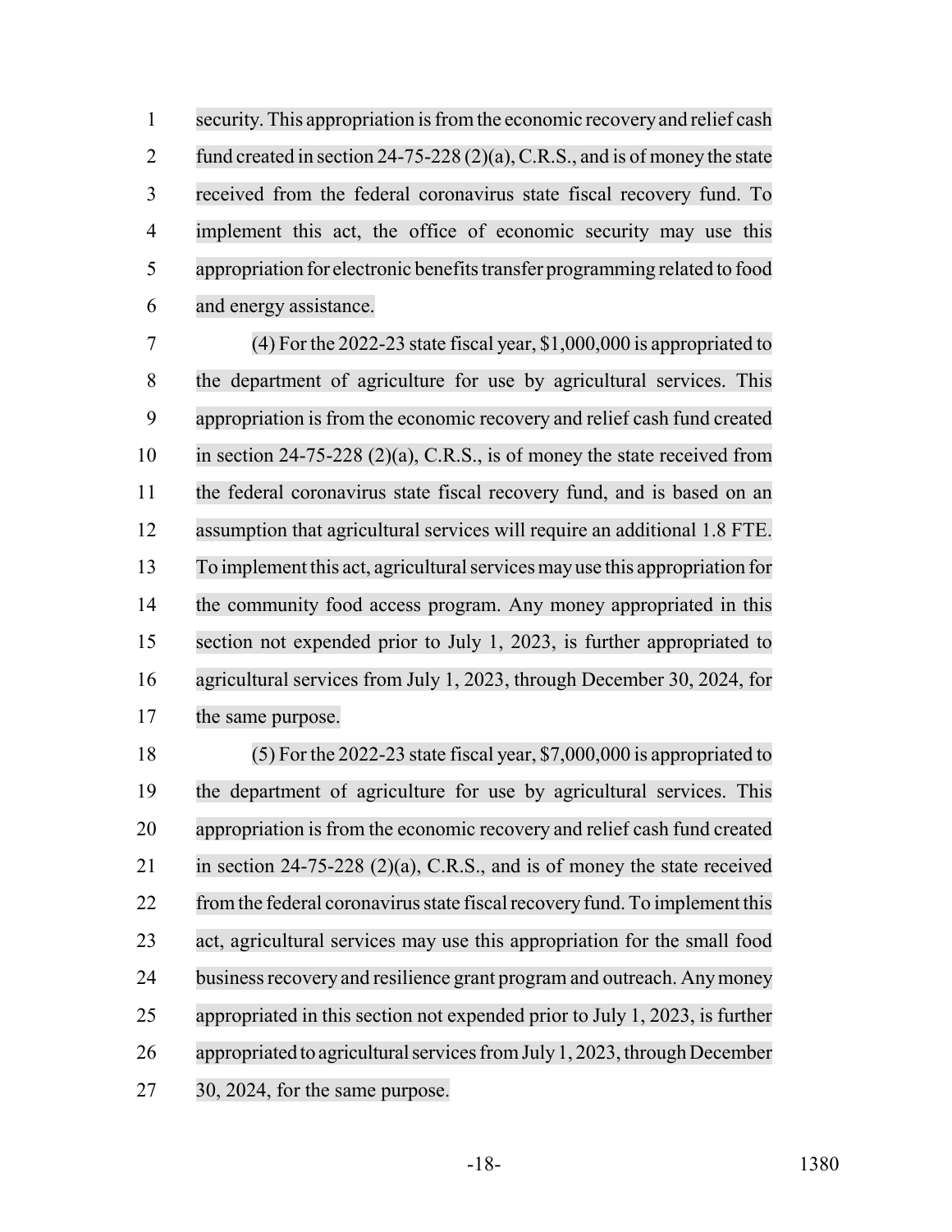security. This appropriation is from the economic recovery and relief cash fund created in section 24-75-228 (2)(a), C.R.S., and is of money the state received from the federal coronavirus state fiscal recovery fund. To implement this act, the office of economic security may use this appropriation for electronic benefits transfer programming related to food and energy assistance.

(4) For the 2022-23 state fiscal year, $1,000,000 is appropriated to the department of agriculture for use by agricultural services. This appropriation is from the economic recovery and relief cash fund created in section 24-75-228 (2)(a), C.R.S., is of money the state received from the federal coronavirus state fiscal recovery fund, and is based on an assumption that agricultural services will require an additional 1.8 FTE. To implement this act, agricultural services may use this appropriation for the community food access program. Any money appropriated in this section not expended prior to July 1, 2023, is further appropriated to agricultural services from July 1, 2023, through December 30, 2024, for the same purpose.

(5) For the 2022-23 state fiscal year, $7,000,000 is appropriated to the department of agriculture for use by agricultural services. This appropriation is from the economic recovery and relief cash fund created in section 24-75-228 (2)(a), C.R.S., and is of money the state received from the federal coronavirus state fiscal recovery fund. To implement this act, agricultural services may use this appropriation for the small food business recovery and resilience grant program and outreach. Any money appropriated in this section not expended prior to July 1, 2023, is further appropriated to agricultural services from July 1, 2023, through December 30, 2024, for the same purpose.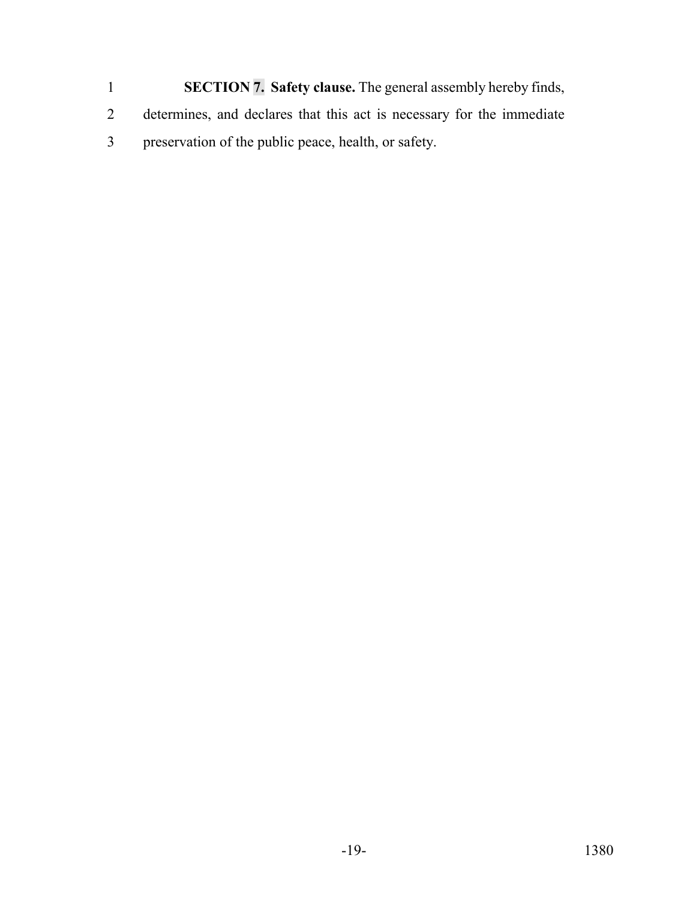**SECTION 7. Safety clause.** The general assembly hereby finds, determines, and declares that this act is necessary for the immediate preservation of the public peace, health, or safety.